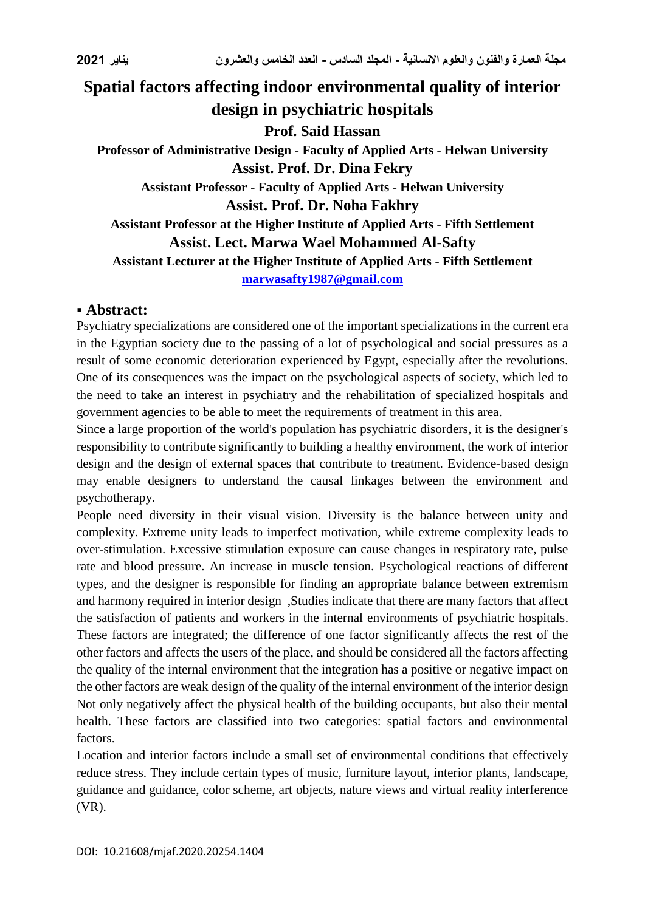# Spatial factors affecting indoor environmental quality of interior design in psychiatric hospitals

**Prof. Said Hassan**

**Professor of Administrative Design - Faculty of Applied Arts - Helwan University**

**Assist. Prof. Dr. Dina Fekry**

**Assistant Professor - Faculty of Applied Arts - Helwan University**

**Assist. Prof. Dr. Noha Fakhry**

**Assistant Professor at the Higher Institute of Applied Arts - Fifth Settlement**

**Assist. Lect. Marwa Wael Mohammed Al-Safty**

**Assistant Lecturer at the Higher Institute of Applied Arts - Fifth Settlement**

marwasafty1987@gmail.com

## ▪ Abstract:

Psychiatry specializations are considered one of the important specializations in the current era in the Egyptian society due to the passing of a lot of psychological and social pressures as a result of some economic deterioration experienced by Egypt, especially after the revolutions. One of its consequences was the impact on the psychological aspects of society, which led to the need to take an interest in psychiatry and the rehabilitation of specialized hospitals and government agencies to be able to meet the requirements of treatment in this area.

Since a large proportion of the world's population has psychiatric disorders, it is the designer's responsibility to contribute significantly to building a healthy environment, the work of interior design and the design of external spaces that contribute to treatment. Evidence-based design may enable designers to understand the causal linkages between the environment and psychotherapy.

People need diversity in their visual vision. Diversity is the balance between unity and complexity. Extreme unity leads to imperfect motivation, while extreme complexity leads to over-stimulation. Excessive stimulation exposure can cause changes in respiratory rate, pulse rate and blood pressure. An increase in muscle tension. Psychological reactions of different types, and the designer is responsible for finding an appropriate balance between extremism and harmony required in interior design ,Studies indicate that there are many factors that affect the satisfaction of patients and workers in the internal environments of psychiatric hospitals. These factors are integrated; the difference of one factor significantly affects the rest of the other factors and affects the users of the place, and should be considered all the factors affecting the quality of the internal environment that the integration has a positive or negative impact on the other factors are weak design of the quality of the internal environment of the interior design Not only negatively affect the physical health of the building occupants, but also their mental health. These factors are classified into two categories: spatial factors and environmental factors.

Location and interior factors include a small set of environmental conditions that effectively reduce stress. They include certain types of music, furniture layout, interior plants, landscape, guidance and guidance, color scheme, art objects, nature views and virtual reality interference (VR).

DOI: 10.21608/mjaf.2020.20254.1404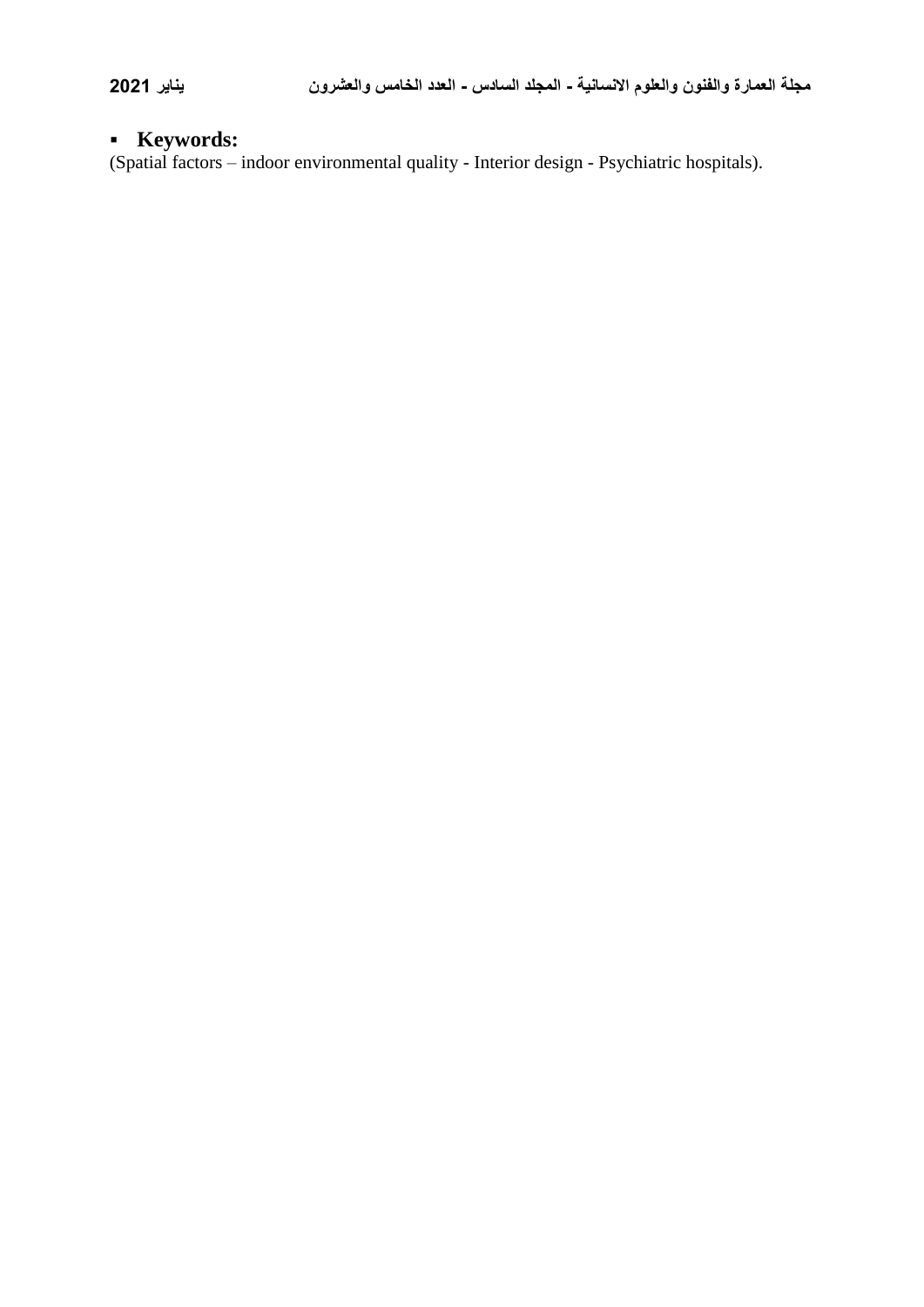- **Keywords:**

(Spatial factors – indoor environmental quality - Interior design - Psychiatric hospitals).